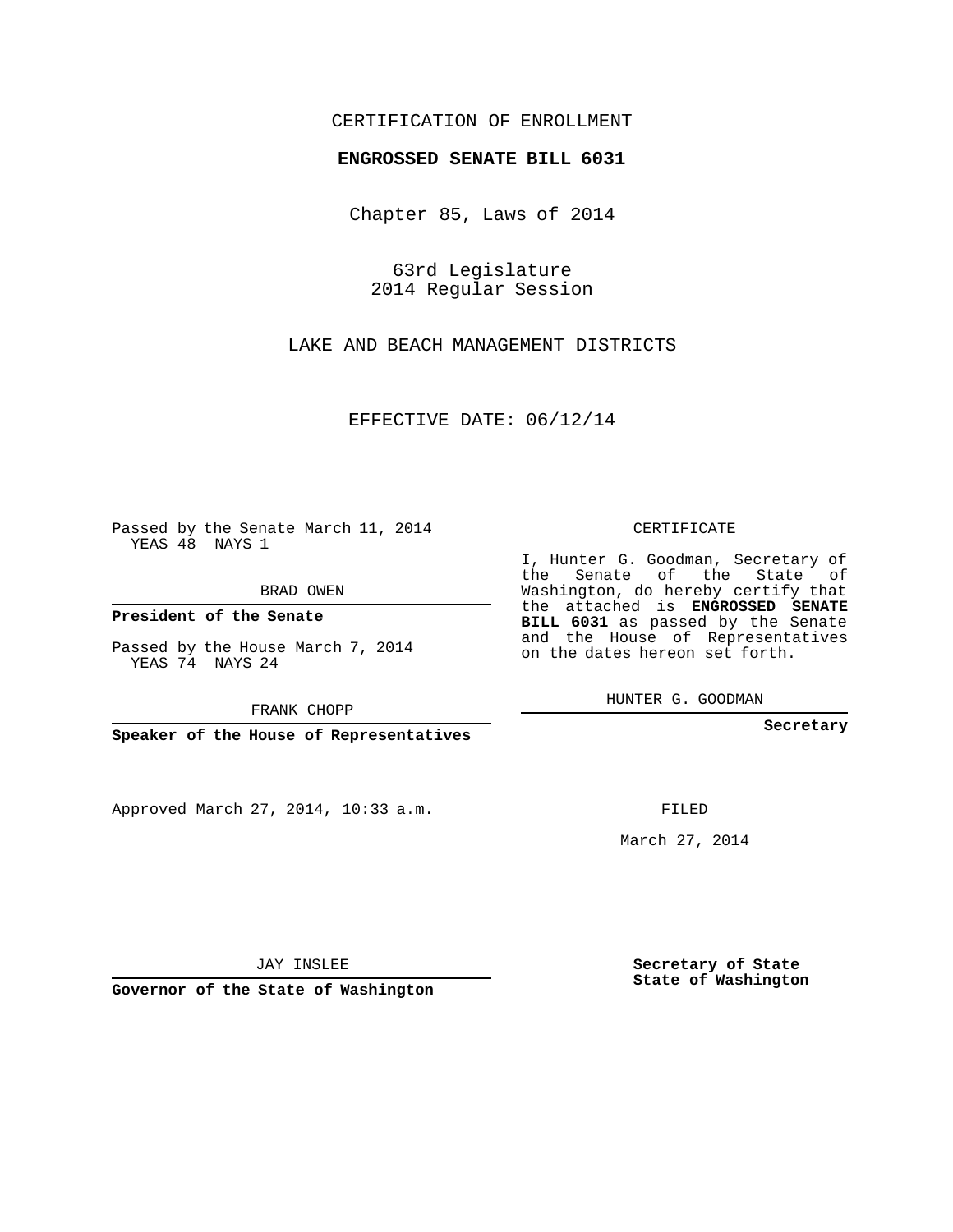CERTIFICATION OF ENROLLMENT

**ENGROSSED SENATE BILL 6031**

Chapter 85, Laws of 2014

63rd Legislature
2014 Regular Session

LAKE AND BEACH MANAGEMENT DISTRICTS

EFFECTIVE DATE: 06/12/14

Passed by the Senate March 11, 2014
YEAS 48 NAYS 1

BRAD OWEN

**President of the Senate**

Passed by the House March 7, 2014
YEAS 74 NAYS 24

FRANK CHOPP

**Speaker of the House of Representatives**

CERTIFICATE

I, Hunter G. Goodman, Secretary of the Senate of the State of Washington, do hereby certify that the attached is **ENGROSSED SENATE BILL 6031** as passed by the Senate and the House of Representatives on the dates hereon set forth.

HUNTER G. GOODMAN

**Secretary**

Approved March 27, 2014, 10:33 a.m.

FILED

March 27, 2014

JAY INSLEE

**Governor of the State of Washington**

**Secretary of State**
**State of Washington**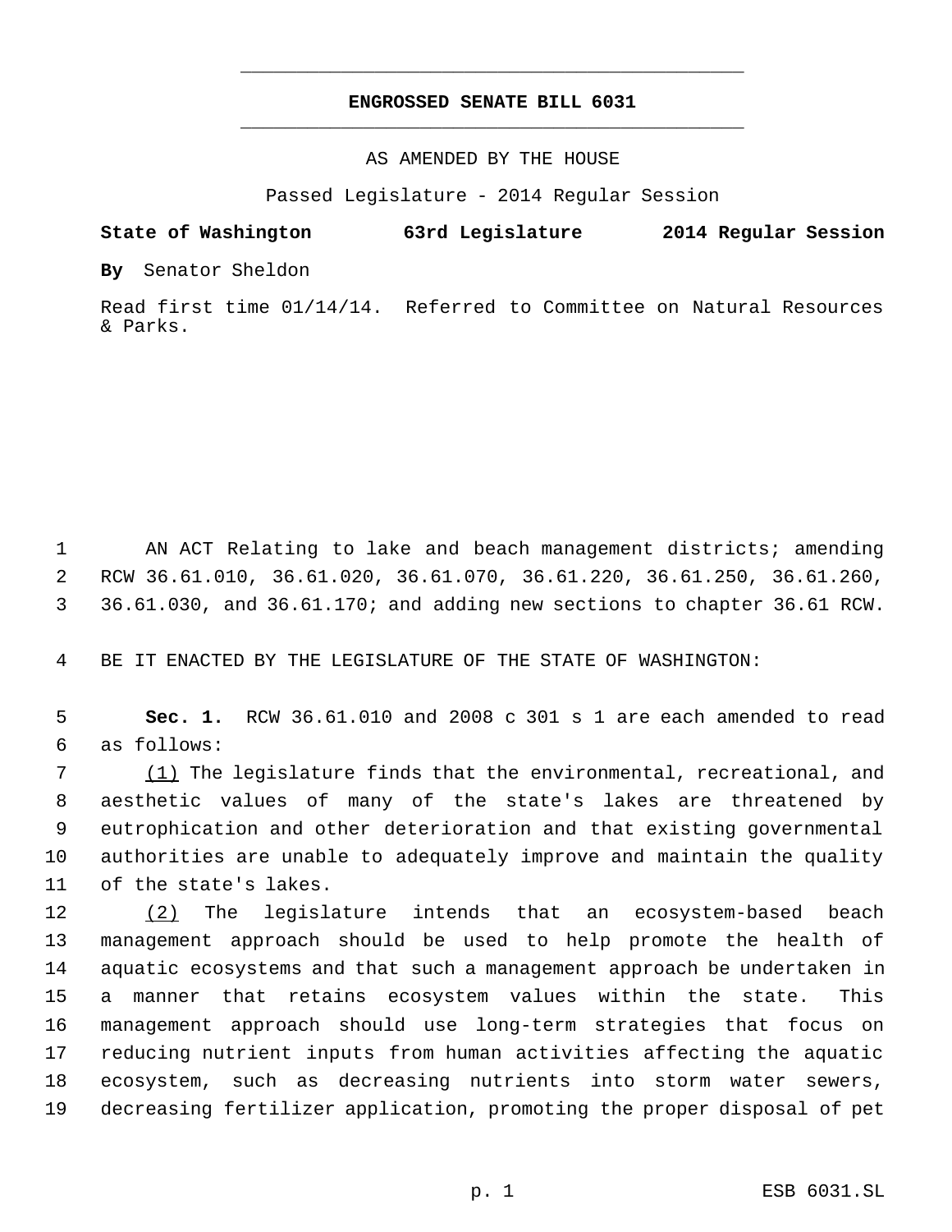# ENGROSSED SENATE BILL 6031

AS AMENDED BY THE HOUSE

Passed Legislature - 2014 Regular Session

**State of Washington 63rd Legislature 2014 Regular Session**

**By** Senator Sheldon

Read first time 01/14/14. Referred to Committee on Natural Resources & Parks.

1 AN ACT Relating to lake and beach management districts; amending 2 RCW 36.61.010, 36.61.020, 36.61.070, 36.61.220, 36.61.250, 36.61.260, 3 36.61.030, and 36.61.170; and adding new sections to chapter 36.61 RCW.

4 BE IT ENACTED BY THE LEGISLATURE OF THE STATE OF WASHINGTON:

5 **Sec. 1.** RCW 36.61.010 and 2008 c 301 s 1 are each amended to read 6 as follows:

7 (1) The legislature finds that the environmental, recreational, and 8 aesthetic values of many of the state's lakes are threatened by 9 eutrophication and other deterioration and that existing governmental 10 authorities are unable to adequately improve and maintain the quality 11 of the state's lakes.

12 (2) The legislature intends that an ecosystem-based beach 13 management approach should be used to help promote the health of 14 aquatic ecosystems and that such a management approach be undertaken in 15 a manner that retains ecosystem values within the state. This 16 management approach should use long-term strategies that focus on 17 reducing nutrient inputs from human activities affecting the aquatic 18 ecosystem, such as decreasing nutrients into storm water sewers, 19 decreasing fertilizer application, promoting the proper disposal of pet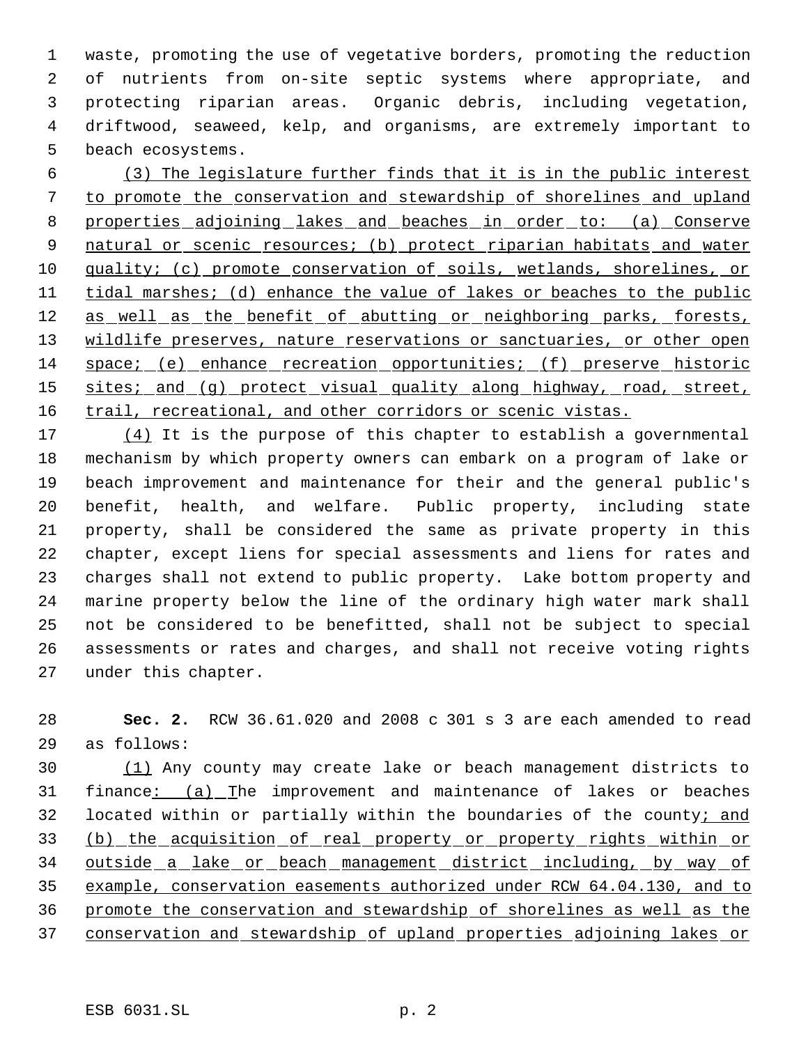waste, promoting the use of vegetative borders, promoting the reduction of nutrients from on-site septic systems where appropriate, and protecting riparian areas. Organic debris, including vegetation, driftwood, seaweed, kelp, and organisms, are extremely important to beach ecosystems.

(3) The legislature further finds that it is in the public interest to promote the conservation and stewardship of shorelines and upland properties adjoining lakes and beaches in order to: (a) Conserve natural or scenic resources; (b) protect riparian habitats and water quality; (c) promote conservation of soils, wetlands, shorelines, or tidal marshes; (d) enhance the value of lakes or beaches to the public as well as the benefit of abutting or neighboring parks, forests, wildlife preserves, nature reservations or sanctuaries, or other open space; (e) enhance recreation opportunities; (f) preserve historic sites; and (g) protect visual quality along highway, road, street, trail, recreational, and other corridors or scenic vistas.

(4) It is the purpose of this chapter to establish a governmental mechanism by which property owners can embark on a program of lake or beach improvement and maintenance for their and the general public's benefit, health, and welfare. Public property, including state property, shall be considered the same as private property in this chapter, except liens for special assessments and liens for rates and charges shall not extend to public property. Lake bottom property and marine property below the line of the ordinary high water mark shall not be considered to be benefitted, shall not be subject to special assessments or rates and charges, and shall not receive voting rights under this chapter.

**Sec. 2.** RCW 36.61.020 and 2008 c 301 s 3 are each amended to read as follows:

(1) Any county may create lake or beach management districts to finance: (a) The improvement and maintenance of lakes or beaches located within or partially within the boundaries of the county; and (b) the acquisition of real property or property rights within or outside a lake or beach management district including, by way of example, conservation easements authorized under RCW 64.04.130, and to promote the conservation and stewardship of shorelines as well as the conservation and stewardship of upland properties adjoining lakes or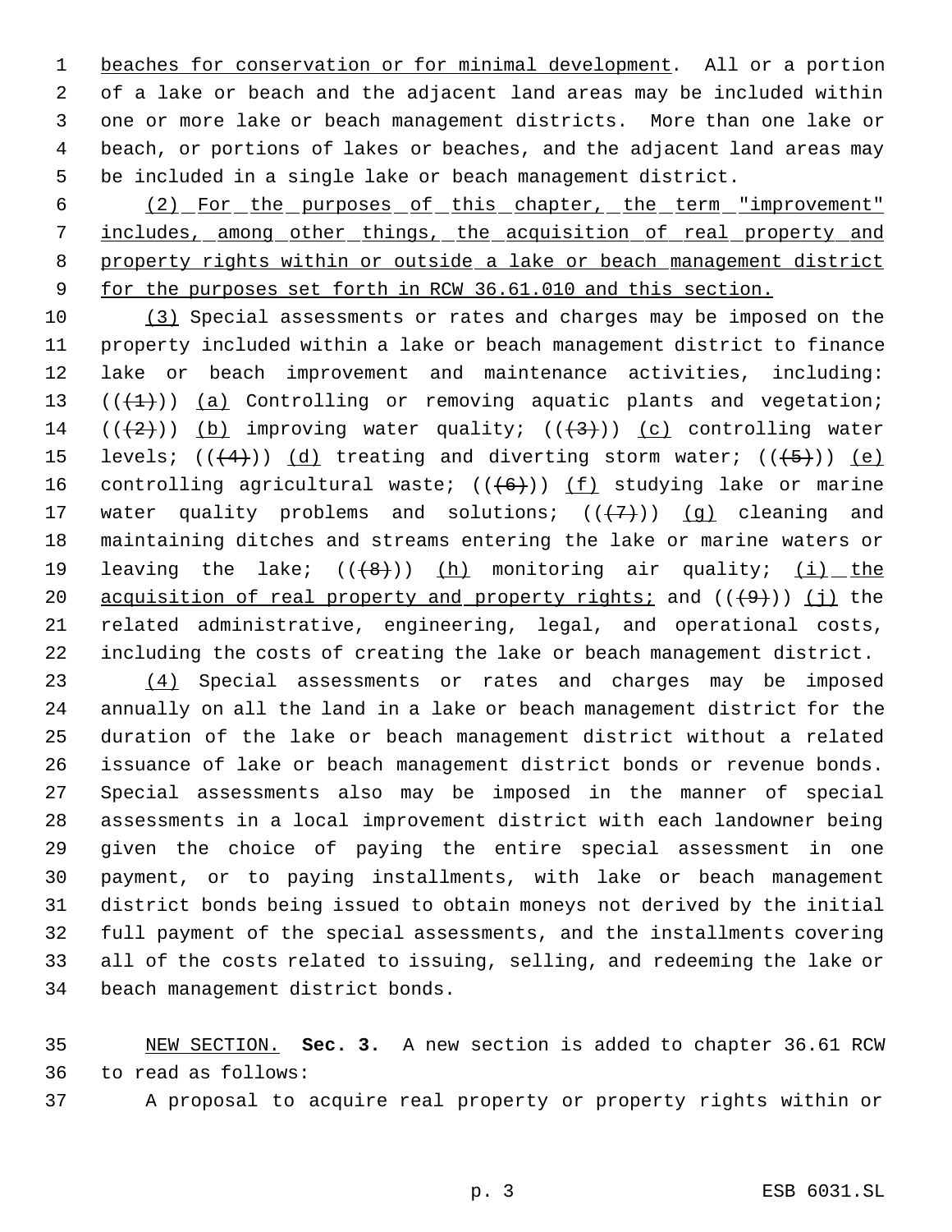beaches for conservation or for minimal development. All or a portion of a lake or beach and the adjacent land areas may be included within one or more lake or beach management districts. More than one lake or beach, or portions of lakes or beaches, and the adjacent land areas may be included in a single lake or beach management district.

(2) For the purposes of this chapter, the term "improvement" includes, among other things, the acquisition of real property and property rights within or outside a lake or beach management district for the purposes set forth in RCW 36.61.010 and this section.

(3) Special assessments or rates and charges may be imposed on the property included within a lake or beach management district to finance lake or beach improvement and maintenance activities, including: (((1))) (a) Controlling or removing aquatic plants and vegetation; (((2))) (b) improving water quality; (((3))) (c) controlling water levels; (((4))) (d) treating and diverting storm water; (((5))) (e) controlling agricultural waste; (((6))) (f) studying lake or marine water quality problems and solutions; (((7))) (g) cleaning and maintaining ditches and streams entering the lake or marine waters or leaving the lake; (((8))) (h) monitoring air quality; (i) the acquisition of real property and property rights; and (((9))) (j) the related administrative, engineering, legal, and operational costs, including the costs of creating the lake or beach management district.

(4) Special assessments or rates and charges may be imposed annually on all the land in a lake or beach management district for the duration of the lake or beach management district without a related issuance of lake or beach management district bonds or revenue bonds. Special assessments also may be imposed in the manner of special assessments in a local improvement district with each landowner being given the choice of paying the entire special assessment in one payment, or to paying installments, with lake or beach management district bonds being issued to obtain moneys not derived by the initial full payment of the special assessments, and the installments covering all of the costs related to issuing, selling, and redeeming the lake or beach management district bonds.

NEW SECTION. **Sec. 3.** A new section is added to chapter 36.61 RCW to read as follows:

A proposal to acquire real property or property rights within or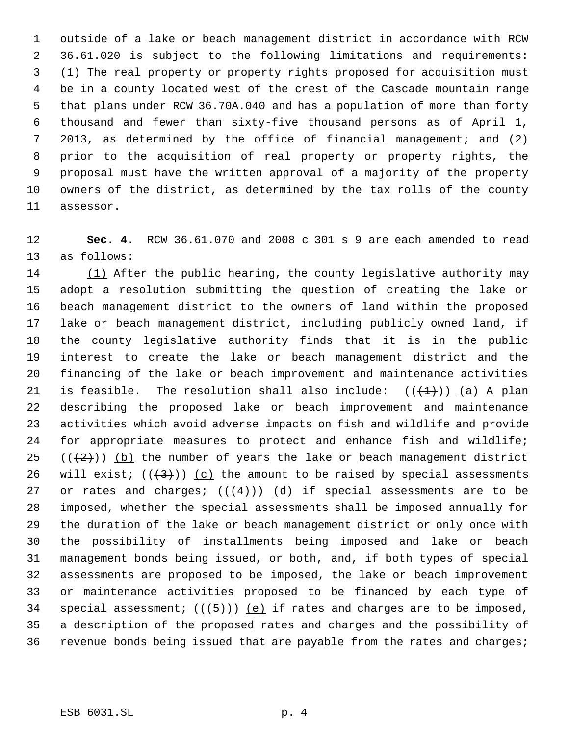outside of a lake or beach management district in accordance with RCW 36.61.020 is subject to the following limitations and requirements: (1) The real property or property rights proposed for acquisition must be in a county located west of the crest of the Cascade mountain range that plans under RCW 36.70A.040 and has a population of more than forty thousand and fewer than sixty-five thousand persons as of April 1, 2013, as determined by the office of financial management; and (2) prior to the acquisition of real property or property rights, the proposal must have the written approval of a majority of the property owners of the district, as determined by the tax rolls of the county assessor.

**Sec. 4.** RCW 36.61.070 and 2008 c 301 s 9 are each amended to read as follows:

(1) After the public hearing, the county legislative authority may adopt a resolution submitting the question of creating the lake or beach management district to the owners of land within the proposed lake or beach management district, including publicly owned land, if the county legislative authority finds that it is in the public interest to create the lake or beach management district and the financing of the lake or beach improvement and maintenance activities is feasible. The resolution shall also include: (((1))) (a) A plan describing the proposed lake or beach improvement and maintenance activities which avoid adverse impacts on fish and wildlife and provide for appropriate measures to protect and enhance fish and wildlife; (((2))) (b) the number of years the lake or beach management district will exist; (((3))) (c) the amount to be raised by special assessments or rates and charges; (((4))) (d) if special assessments are to be imposed, whether the special assessments shall be imposed annually for the duration of the lake or beach management district or only once with the possibility of installments being imposed and lake or beach management bonds being issued, or both, and, if both types of special assessments are proposed to be imposed, the lake or beach improvement or maintenance activities proposed to be financed by each type of special assessment; (((5))) (e) if rates and charges are to be imposed, a description of the proposed rates and charges and the possibility of revenue bonds being issued that are payable from the rates and charges;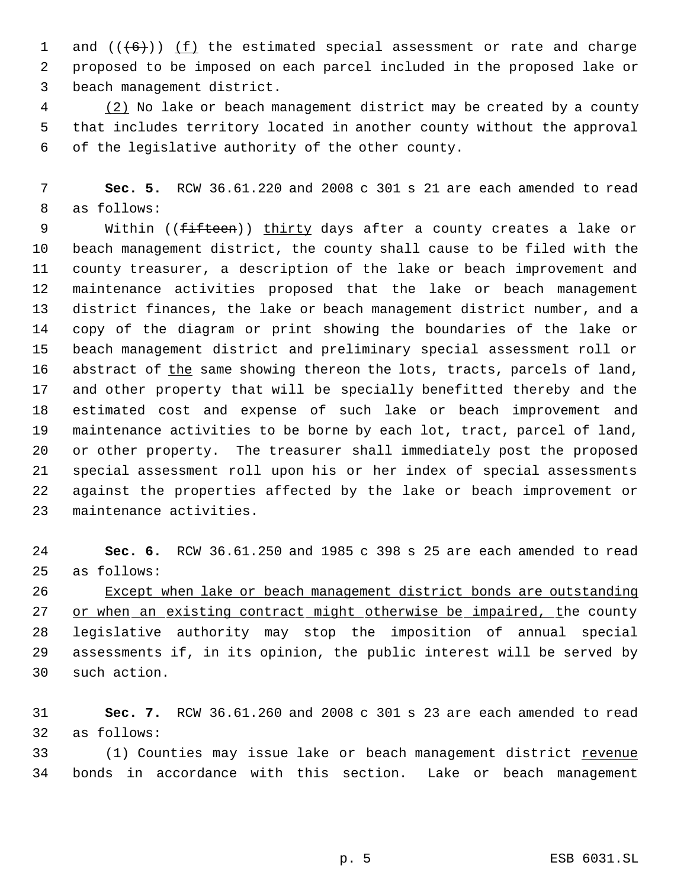and ((~~(6)~~)) <u>(f)</u> the estimated special assessment or rate and charge proposed to be imposed on each parcel included in the proposed lake or beach management district.

<u>(2)</u> No lake or beach management district may be created by a county that includes territory located in another county without the approval of the legislative authority of the other county.

**Sec. 5.** RCW 36.61.220 and 2008 c 301 s 21 are each amended to read as follows:

Within ((~~fifteen~~)) <u>thirty</u> days after a county creates a lake or beach management district, the county shall cause to be filed with the county treasurer, a description of the lake or beach improvement and maintenance activities proposed that the lake or beach management district finances, the lake or beach management district number, and a copy of the diagram or print showing the boundaries of the lake or beach management district and preliminary special assessment roll or abstract of <u>the</u> same showing thereon the lots, tracts, parcels of land, and other property that will be specially benefitted thereby and the estimated cost and expense of such lake or beach improvement and maintenance activities to be borne by each lot, tract, parcel of land, or other property. The treasurer shall immediately post the proposed special assessment roll upon his or her index of special assessments against the properties affected by the lake or beach improvement or maintenance activities.

**Sec. 6.** RCW 36.61.250 and 1985 c 398 s 25 are each amended to read as follows:

<u>Except when lake or beach management district bonds are outstanding or when an existing contract might otherwise be impaired, t</u>he county legislative authority may stop the imposition of annual special assessments if, in its opinion, the public interest will be served by such action.

**Sec. 7.** RCW 36.61.260 and 2008 c 301 s 23 are each amended to read as follows:

(1) Counties may issue lake or beach management district <u>revenue</u> bonds in accordance with this section. Lake or beach management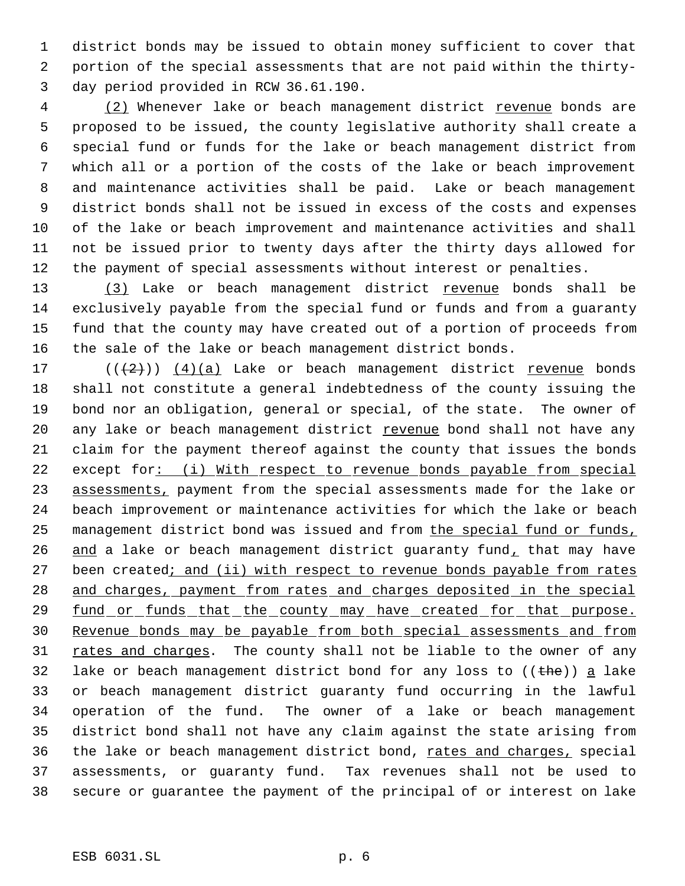district bonds may be issued to obtain money sufficient to cover that portion of the special assessments that are not paid within the thirty-day period provided in RCW 36.61.190.

(2) Whenever lake or beach management district revenue bonds are proposed to be issued, the county legislative authority shall create a special fund or funds for the lake or beach management district from which all or a portion of the costs of the lake or beach improvement and maintenance activities shall be paid. Lake or beach management district bonds shall not be issued in excess of the costs and expenses of the lake or beach improvement and maintenance activities and shall not be issued prior to twenty days after the thirty days allowed for the payment of special assessments without interest or penalties.

(3) Lake or beach management district revenue bonds shall be exclusively payable from the special fund or funds and from a guaranty fund that the county may have created out of a portion of proceeds from the sale of the lake or beach management district bonds.

(((2))) (4)(a) Lake or beach management district revenue bonds shall not constitute a general indebtedness of the county issuing the bond nor an obligation, general or special, of the state. The owner of any lake or beach management district revenue bond shall not have any claim for the payment thereof against the county that issues the bonds except for: (i) With respect to revenue bonds payable from special assessments, payment from the special assessments made for the lake or beach improvement or maintenance activities for which the lake or beach management district bond was issued and from the special fund or funds, and a lake or beach management district guaranty fund, that may have been created; and (ii) with respect to revenue bonds payable from rates and charges, payment from rates and charges deposited in the special fund or funds that the county may have created for that purpose. Revenue bonds may be payable from both special assessments and from rates and charges. The county shall not be liable to the owner of any lake or beach management district bond for any loss to ((the)) a lake or beach management district guaranty fund occurring in the lawful operation of the fund. The owner of a lake or beach management district bond shall not have any claim against the state arising from the lake or beach management district bond, rates and charges, special assessments, or guaranty fund. Tax revenues shall not be used to secure or guarantee the payment of the principal of or interest on lake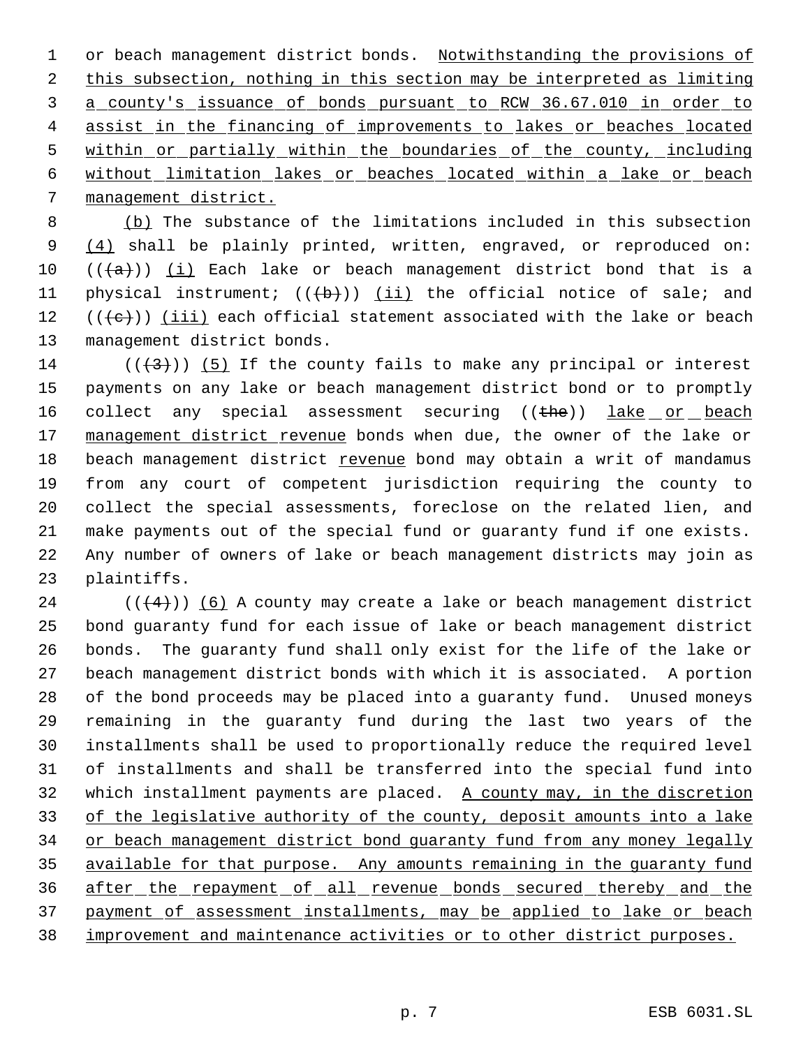or beach management district bonds. <u>Notwithstanding the provisions of this subsection, nothing in this section may be interpreted as limiting a county's issuance of bonds pursuant to RCW 36.67.010 in order to assist in the financing of improvements to lakes or beaches located within or partially within the boundaries of the county, including without limitation lakes or beaches located within a lake or beach management district.</u>

<u>(b)</u> The substance of the limitations included in this subsection <u>(4)</u> shall be plainly printed, written, engraved, or reproduced on: ((~~(a)~~)) <u>(i)</u> Each lake or beach management district bond that is a physical instrument; ((~~(b)~~)) <u>(ii)</u> the official notice of sale; and ((~~(c)~~)) <u>(iii)</u> each official statement associated with the lake or beach management district bonds.

((~~(3)~~)) <u>(5)</u> If the county fails to make any principal or interest payments on any lake or beach management district bond or to promptly collect any special assessment securing ((~~the~~)) <u>lake or beach management district revenue</u> bonds when due, the owner of the lake or beach management district <u>revenue</u> bond may obtain a writ of mandamus from any court of competent jurisdiction requiring the county to collect the special assessments, foreclose on the related lien, and make payments out of the special fund or guaranty fund if one exists. Any number of owners of lake or beach management districts may join as plaintiffs.

((~~(4)~~)) <u>(6)</u> A county may create a lake or beach management district bond guaranty fund for each issue of lake or beach management district bonds. The guaranty fund shall only exist for the life of the lake or beach management district bonds with which it is associated. A portion of the bond proceeds may be placed into a guaranty fund. Unused moneys remaining in the guaranty fund during the last two years of the installments shall be used to proportionally reduce the required level of installments and shall be transferred into the special fund into which installment payments are placed. <u>A county may, in the discretion of the legislative authority of the county, deposit amounts into a lake or beach management district bond guaranty fund from any money legally available for that purpose. Any amounts remaining in the guaranty fund after the repayment of all revenue bonds secured thereby and the payment of assessment installments, may be applied to lake or beach improvement and maintenance activities or to other district purposes.</u>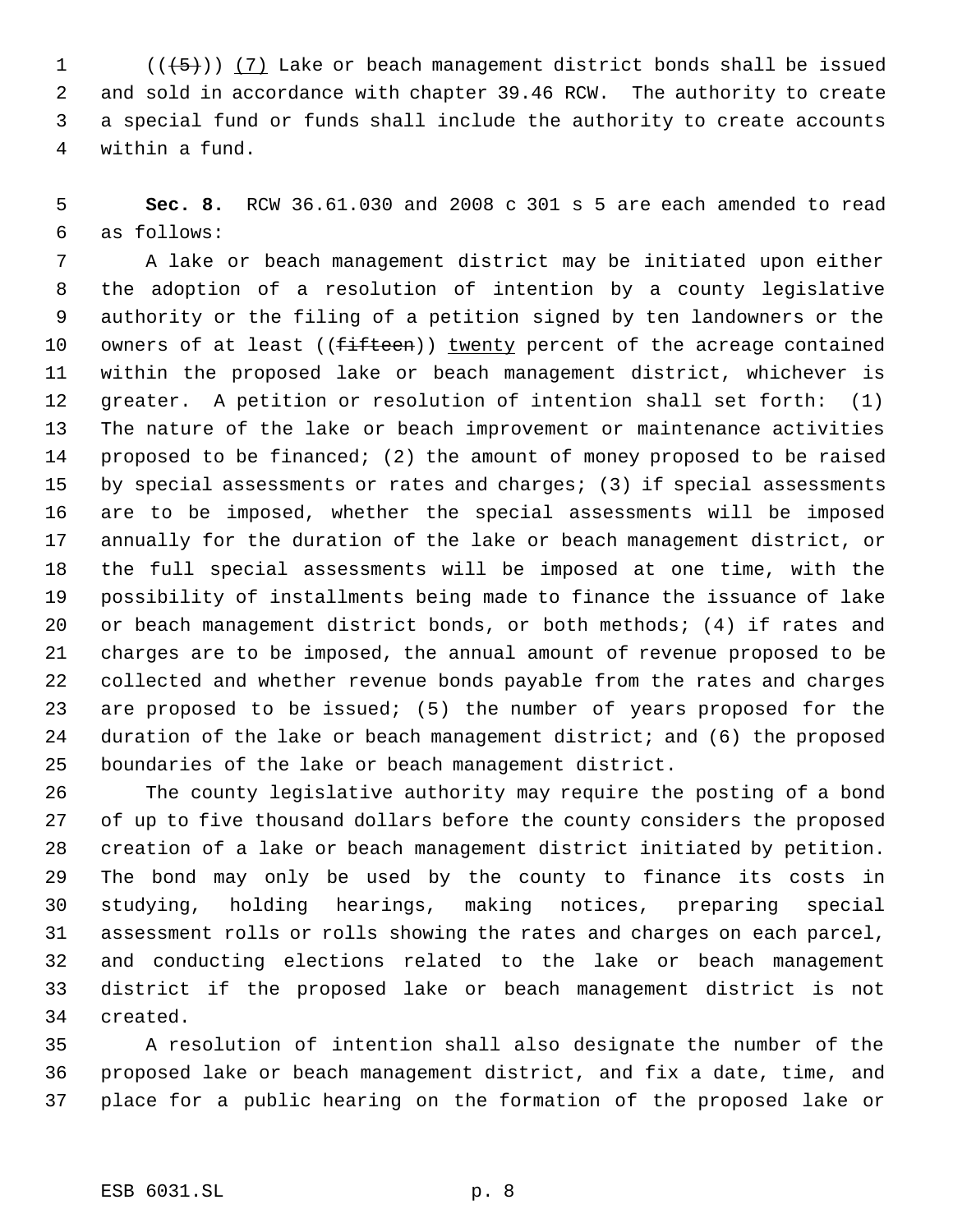(((5))) (7) Lake or beach management district bonds shall be issued and sold in accordance with chapter 39.46 RCW. The authority to create a special fund or funds shall include the authority to create accounts within a fund.

**Sec. 8.** RCW 36.61.030 and 2008 c 301 s 5 are each amended to read as follows:

A lake or beach management district may be initiated upon either the adoption of a resolution of intention by a county legislative authority or the filing of a petition signed by ten landowners or the owners of at least ((~~fifteen~~)) twenty percent of the acreage contained within the proposed lake or beach management district, whichever is greater. A petition or resolution of intention shall set forth: (1) The nature of the lake or beach improvement or maintenance activities proposed to be financed; (2) the amount of money proposed to be raised by special assessments or rates and charges; (3) if special assessments are to be imposed, whether the special assessments will be imposed annually for the duration of the lake or beach management district, or the full special assessments will be imposed at one time, with the possibility of installments being made to finance the issuance of lake or beach management district bonds, or both methods; (4) if rates and charges are to be imposed, the annual amount of revenue proposed to be collected and whether revenue bonds payable from the rates and charges are proposed to be issued; (5) the number of years proposed for the duration of the lake or beach management district; and (6) the proposed boundaries of the lake or beach management district.

The county legislative authority may require the posting of a bond of up to five thousand dollars before the county considers the proposed creation of a lake or beach management district initiated by petition. The bond may only be used by the county to finance its costs in studying, holding hearings, making notices, preparing special assessment rolls or rolls showing the rates and charges on each parcel, and conducting elections related to the lake or beach management district if the proposed lake or beach management district is not created.

A resolution of intention shall also designate the number of the proposed lake or beach management district, and fix a date, time, and place for a public hearing on the formation of the proposed lake or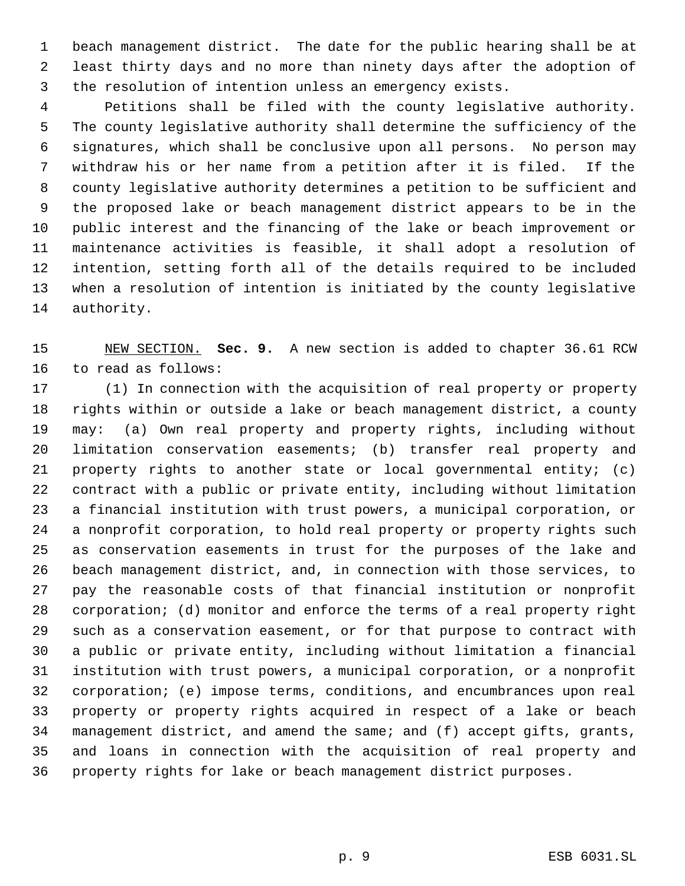beach management district. The date for the public hearing shall be at least thirty days and no more than ninety days after the adoption of the resolution of intention unless an emergency exists.

Petitions shall be filed with the county legislative authority. The county legislative authority shall determine the sufficiency of the signatures, which shall be conclusive upon all persons. No person may withdraw his or her name from a petition after it is filed. If the county legislative authority determines a petition to be sufficient and the proposed lake or beach management district appears to be in the public interest and the financing of the lake or beach improvement or maintenance activities is feasible, it shall adopt a resolution of intention, setting forth all of the details required to be included when a resolution of intention is initiated by the county legislative authority.

NEW SECTION. **Sec. 9.** A new section is added to chapter 36.61 RCW to read as follows:

(1) In connection with the acquisition of real property or property rights within or outside a lake or beach management district, a county may: (a) Own real property and property rights, including without limitation conservation easements; (b) transfer real property and property rights to another state or local governmental entity; (c) contract with a public or private entity, including without limitation a financial institution with trust powers, a municipal corporation, or a nonprofit corporation, to hold real property or property rights such as conservation easements in trust for the purposes of the lake and beach management district, and, in connection with those services, to pay the reasonable costs of that financial institution or nonprofit corporation; (d) monitor and enforce the terms of a real property right such as a conservation easement, or for that purpose to contract with a public or private entity, including without limitation a financial institution with trust powers, a municipal corporation, or a nonprofit corporation; (e) impose terms, conditions, and encumbrances upon real property or property rights acquired in respect of a lake or beach management district, and amend the same; and (f) accept gifts, grants, and loans in connection with the acquisition of real property and property rights for lake or beach management district purposes.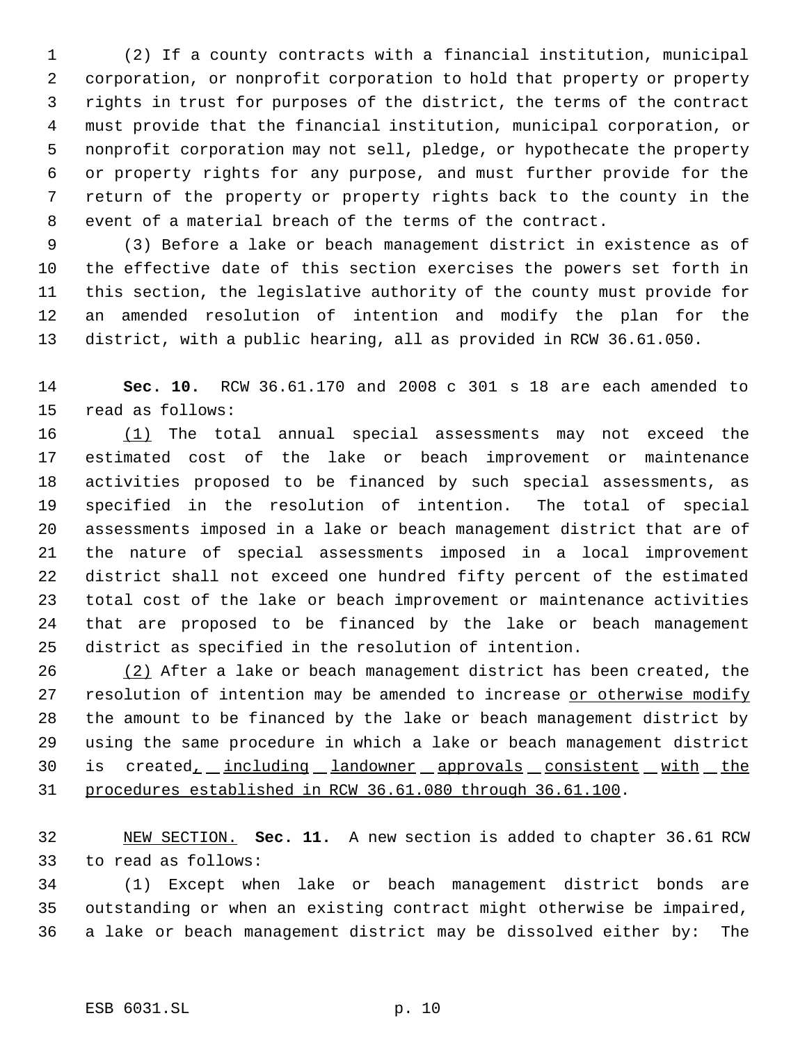(2) If a county contracts with a financial institution, municipal corporation, or nonprofit corporation to hold that property or property rights in trust for purposes of the district, the terms of the contract must provide that the financial institution, municipal corporation, or nonprofit corporation may not sell, pledge, or hypothecate the property or property rights for any purpose, and must further provide for the return of the property or property rights back to the county in the event of a material breach of the terms of the contract.

(3) Before a lake or beach management district in existence as of the effective date of this section exercises the powers set forth in this section, the legislative authority of the county must provide for an amended resolution of intention and modify the plan for the district, with a public hearing, all as provided in RCW 36.61.050.

**Sec. 10.** RCW 36.61.170 and 2008 c 301 s 18 are each amended to read as follows:

<u>(1)</u> The total annual special assessments may not exceed the estimated cost of the lake or beach improvement or maintenance activities proposed to be financed by such special assessments, as specified in the resolution of intention. The total of special assessments imposed in a lake or beach management district that are of the nature of special assessments imposed in a local improvement district shall not exceed one hundred fifty percent of the estimated total cost of the lake or beach improvement or maintenance activities that are proposed to be financed by the lake or beach management district as specified in the resolution of intention.

<u>(2)</u> After a lake or beach management district has been created, the resolution of intention may be amended to increase <u>or otherwise modify</u> the amount to be financed by the lake or beach management district by using the same procedure in which a lake or beach management district is created<u>, including landowner approvals consistent with the procedures established in RCW 36.61.080 through 36.61.100</u>.

<u>NEW SECTION.</u> **Sec. 11.** A new section is added to chapter 36.61 RCW to read as follows:

(1) Except when lake or beach management district bonds are outstanding or when an existing contract might otherwise be impaired, a lake or beach management district may be dissolved either by: The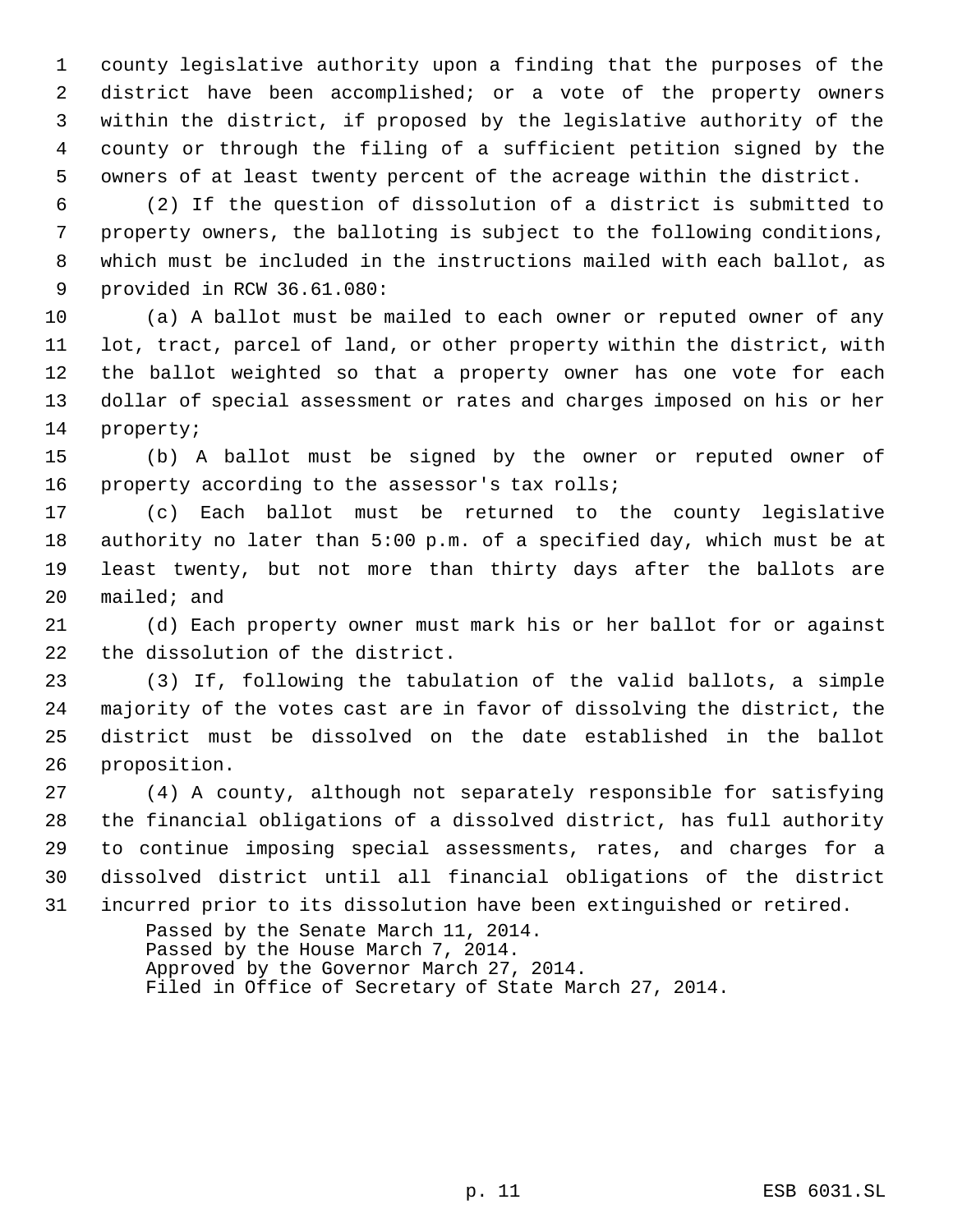county legislative authority upon a finding that the purposes of the district have been accomplished; or a vote of the property owners within the district, if proposed by the legislative authority of the county or through the filing of a sufficient petition signed by the owners of at least twenty percent of the acreage within the district.

(2) If the question of dissolution of a district is submitted to property owners, the balloting is subject to the following conditions, which must be included in the instructions mailed with each ballot, as provided in RCW 36.61.080:

(a) A ballot must be mailed to each owner or reputed owner of any lot, tract, parcel of land, or other property within the district, with the ballot weighted so that a property owner has one vote for each dollar of special assessment or rates and charges imposed on his or her property;

(b) A ballot must be signed by the owner or reputed owner of property according to the assessor's tax rolls;

(c) Each ballot must be returned to the county legislative authority no later than 5:00 p.m. of a specified day, which must be at least twenty, but not more than thirty days after the ballots are mailed; and

(d) Each property owner must mark his or her ballot for or against the dissolution of the district.

(3) If, following the tabulation of the valid ballots, a simple majority of the votes cast are in favor of dissolving the district, the district must be dissolved on the date established in the ballot proposition.

(4) A county, although not separately responsible for satisfying the financial obligations of a dissolved district, has full authority to continue imposing special assessments, rates, and charges for a dissolved district until all financial obligations of the district incurred prior to its dissolution have been extinguished or retired.

Passed by the Senate March 11, 2014.
Passed by the House March 7, 2014.
Approved by the Governor March 27, 2014.
Filed in Office of Secretary of State March 27, 2014.